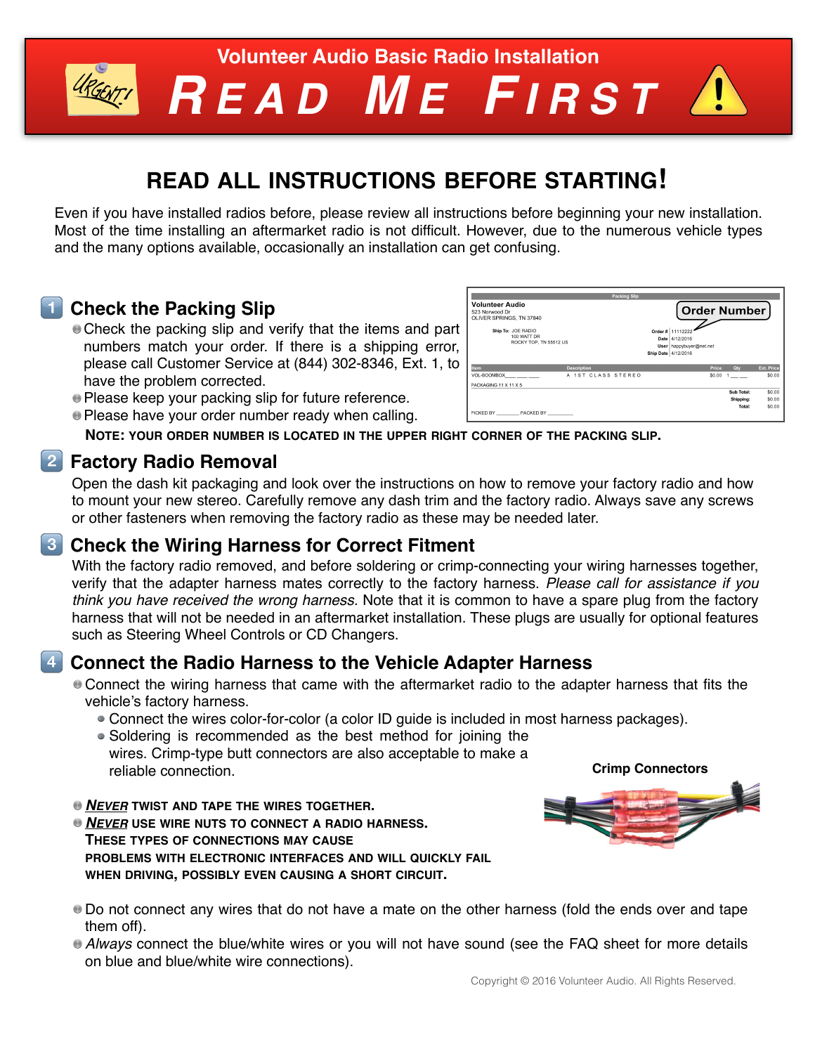# Volunteer Audio Basic Radio Installation

# READ ME FIRST

## READ ALL INSTRUCTIONS BEFORE STARTING!

Even if you have installed radios before, please review all instructions before beginning your new installation. Most of the time installing an aftermarket radio is not difficult. However, due to the numerous vehicle types and the many options available, occasionally an installation can get confusing.

### 1 Check the Packing Slip

- Check the packing slip and verify that the items and part numbers match your order. If there is a shipping error, please call Customer Service at (844) 302-8346, Ext. 1, to have the problem corrected.
- Please keep your packing slip for future reference.
- Please have your order number ready when calling.

**NOTE: YOUR ORDER NUMBER IS LOCATED IN THE UPPER RIGHT CORNER OF THE PACKING SLIP.**

### 2 Factory Radio Removal

Open the dash kit packaging and look over the instructions on how to remove your factory radio and how to mount your new stereo. Carefully remove any dash trim and the factory radio. Always save any screws or other fasteners when removing the factory radio as these may be needed later.

### 3 Check the Wiring Harness for Correct Fitment

With the factory radio removed, and before soldering or crimp-connecting your wiring harnesses together, verify that the adapter harness mates correctly to the factory harness. *Please call for assistance if you think you have received the wrong harness.* Note that it is common to have a spare plug from the factory harness that will not be needed in an aftermarket installation. These plugs are usually for optional features such as Steering Wheel Controls or CD Changers.

### 4 Connect the Radio Harness to the Vehicle Adapter Harness

- Connect the wiring harness that came with the aftermarket radio to the adapter harness that fits the vehicle's factory harness.
  - Connect the wires color-for-color (a color ID guide is included in most harness packages).
  - Soldering is recommended as the best method for joining the wires. Crimp-type butt connectors are also acceptable to make a reliable connection.

**Crimp Connectors**

- ***NEVER*** **TWIST AND TAPE THE WIRES TOGETHER.**
- ***NEVER*** **USE WIRE NUTS TO CONNECT A RADIO HARNESS.**
  **THESE TYPES OF CONNECTIONS MAY CAUSE PROBLEMS WITH ELECTRONIC INTERFACES AND WILL QUICKLY FAIL WHEN DRIVING, POSSIBLY EVEN CAUSING A SHORT CIRCUIT.**

- Do not connect any wires that do not have a mate on the other harness (fold the ends over and tape them off).
- *Always* connect the blue/white wires or you will not have sound (see the FAQ sheet for more details on blue and blue/white wire connections).

Copyright © 2016 Volunteer Audio. All Rights Reserved.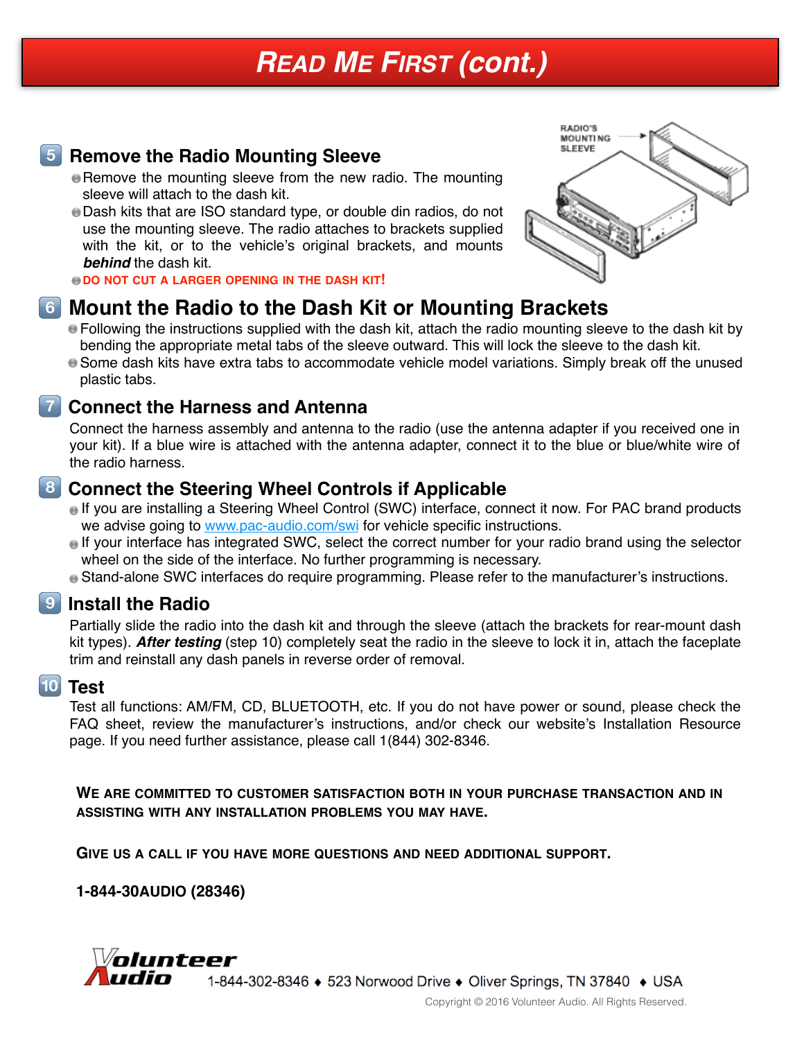# READ ME FIRST (cont.)

RADIO'S MOUNTING SLEEVE

## 5 Remove the Radio Mounting Sleeve

- Remove the mounting sleeve from the new radio. The mounting sleeve will attach to the dash kit.
- Dash kits that are ISO standard type, or double din radios, do not use the mounting sleeve. The radio attaches to brackets supplied with the kit, or to the vehicle's original brackets, and mounts ***behind*** the dash kit.
- **DO NOT CUT A LARGER OPENING IN THE DASH KIT!**

## 6 Mount the Radio to the Dash Kit or Mounting Brackets

- Following the instructions supplied with the dash kit, attach the radio mounting sleeve to the dash kit by bending the appropriate metal tabs of the sleeve outward. This will lock the sleeve to the dash kit.
- Some dash kits have extra tabs to accommodate vehicle model variations. Simply break off the unused plastic tabs.

## 7 Connect the Harness and Antenna

Connect the harness assembly and antenna to the radio (use the antenna adapter if you received one in your kit). If a blue wire is attached with the antenna adapter, connect it to the blue or blue/white wire of the radio harness.

## 8 Connect the Steering Wheel Controls if Applicable

- If you are installing a Steering Wheel Control (SWC) interface, connect it now. For PAC brand products we advise going to www.pac-audio.com/swi for vehicle specific instructions.
- If your interface has integrated SWC, select the correct number for your radio brand using the selector wheel on the side of the interface. No further programming is necessary.
- Stand-alone SWC interfaces do require programming. Please refer to the manufacturer's instructions.

## 9 Install the Radio

Partially slide the radio into the dash kit and through the sleeve (attach the brackets for rear-mount dash kit types). ***After testing*** (step 10) completely seat the radio in the sleeve to lock it in, attach the faceplate trim and reinstall any dash panels in reverse order of removal.

## 10 Test

Test all functions: AM/FM, CD, BLUETOOTH, etc. If you do not have power or sound, please check the FAQ sheet, review the manufacturer's instructions, and/or check our website's Installation Resource page. If you need further assistance, please call 1(844) 302-8346.

**WE ARE COMMITTED TO CUSTOMER SATISFACTION BOTH IN YOUR PURCHASE TRANSACTION AND IN ASSISTING WITH ANY INSTALLATION PROBLEMS YOU MAY HAVE.**

**GIVE US A CALL IF YOU HAVE MORE QUESTIONS AND NEED ADDITIONAL SUPPORT.**

**1-844-30AUDIO (28346)**

Volunteer Audio 1-844-302-8346 ♦ 523 Norwood Drive ♦ Oliver Springs, TN 37840 ♦ USA

Copyright © 2016 Volunteer Audio. All Rights Reserved.